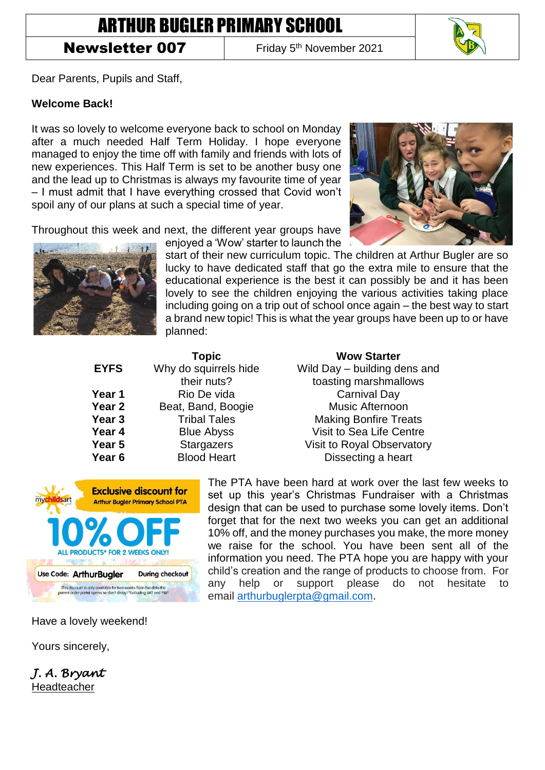# ARTHUR BUGLER PRIMARY SCHOOL

**Newsletter 007** | Friday 5th November 2021

Dear Parents, Pupils and Staff,

**Welcome Back!**

It was so lovely to welcome everyone back to school on Monday after a much needed Half Term Holiday. I hope everyone managed to enjoy the time off with family and friends with lots of new experiences. This Half Term is set to be another busy one and the lead up to Christmas is always my favourite time of year – I must admit that I have everything crossed that Covid won't spoil any of our plans at such a special time of year.

Throughout this week and next, the different year groups have enjoyed a 'Wow' starter to launch the start of their new curriculum topic. The children at Arthur Bugler are so lucky to have dedicated staff that go the extra mile to ensure that the educational experience is the best it can possibly be and it has been lovely to see the children enjoying the various activities taking place including going on a trip out of school once again – the best way to start a brand new topic! This is what the year groups have been up to or have planned:

| | Topic | Wow Starter |
|---|---|---|
| **EYFS** | Why do squirrels hide their nuts? | Wild Day – building dens and toasting marshmallows |
| **Year 1** | Rio De vida | Carnival Day |
| **Year 2** | Beat, Band, Boogie | Music Afternoon |
| **Year 3** | Tribal Tales | Making Bonfire Treats |
| **Year 4** | Blue Abyss | Visit to Sea Life Centre |
| **Year 5** | Stargazers | Visit to Royal Observatory |
| **Year 6** | Blood Heart | Dissecting a heart |

**Exclusive discount for Arthur Bugler Primary School PTA**

**10% OFF**

ALL PRODUCTS* FOR 2 WEEKS ONLY!

Use Code: **ArthurBugler** During checkout

This discount is only available for two weeks from the date the parent order portal opens so don't delay! *Excluding VAT and P&P

The PTA have been hard at work over the last few weeks to set up this year's Christmas Fundraiser with a Christmas design that can be used to purchase some lovely items. Don't forget that for the next two weeks you can get an additional 10% off, and the money purchases you make, the more money we raise for the school. You have been sent all of the information you need. The PTA hope you are happy with your child's creation and the range of products to choose from. For any help or support please do not hesitate to email arthurbuglerpta@gmail.com.

Have a lovely weekend!

Yours sincerely,

*J. A. Bryant*
Headteacher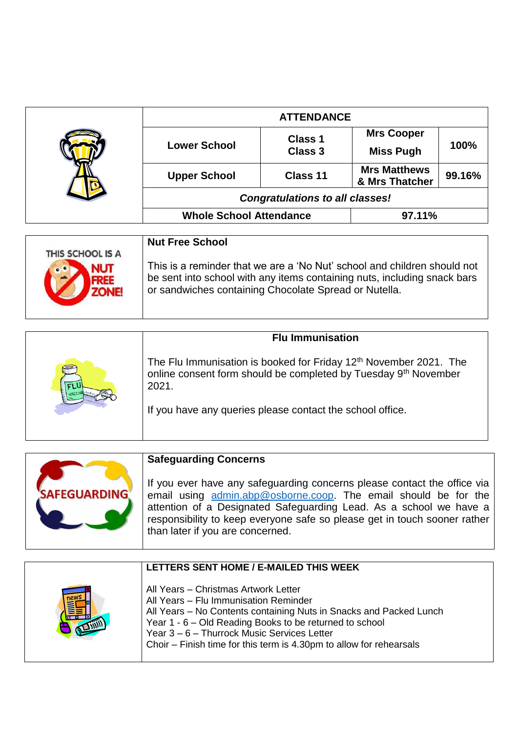## ATTENDANCE

| | | | |
|---|---|---|---|
| **Lower School** | **Class 1**<br>**Class 3** | **Mrs Cooper**<br>**Miss Pugh** | **100%** |
| **Upper School** | **Class 11** | **Mrs Matthews & Mrs Thatcher** | **99.16%** |

***Congratulations to all classes!***

| **Whole School Attendance** | **97.11%** |
|---|---|

THIS SCHOOL IS A NUT FREE ZONE!

### Nut Free School

This is a reminder that we are a 'No Nut' school and children should not be sent into school with any items containing nuts, including snack bars or sandwiches containing Chocolate Spread or Nutella.

### Flu Immunisation

The Flu Immunisation is booked for Friday 12th November 2021. The online consent form should be completed by Tuesday 9th November 2021.

If you have any queries please contact the school office.

### Safeguarding Concerns

If you ever have any safeguarding concerns please contact the office via email using admin.abp@osborne.coop. The email should be for the attention of a Designated Safeguarding Lead. As a school we have a responsibility to keep everyone safe so please get in touch sooner rather than later if you are concerned.

### LETTERS SENT HOME / E-MAILED THIS WEEK

All Years – Christmas Artwork Letter
All Years – Flu Immunisation Reminder
All Years – No Contents containing Nuts in Snacks and Packed Lunch
Year 1 - 6 – Old Reading Books to be returned to school
Year 3 – 6 – Thurrock Music Services Letter
Choir – Finish time for this term is 4.30pm to allow for rehearsals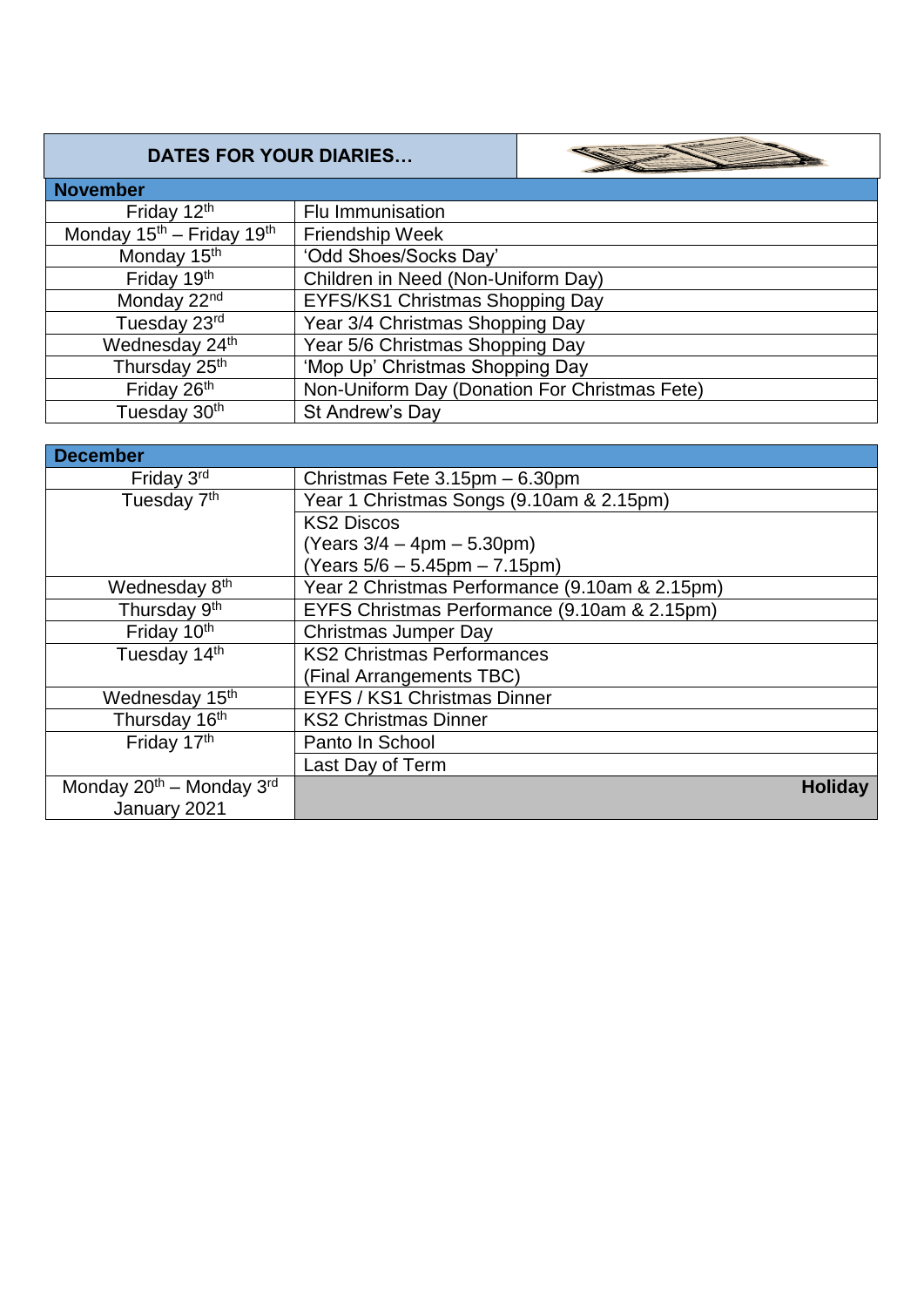## DATES FOR YOUR DIARIES…

| November | |
|---|---|
| Friday 12th | Flu Immunisation |
| Monday 15th – Friday 19th | Friendship Week |
| Monday 15th | 'Odd Shoes/Socks Day' |
| Friday 19th | Children in Need (Non-Uniform Day) |
| Monday 22nd | EYFS/KS1 Christmas Shopping Day |
| Tuesday 23rd | Year 3/4 Christmas Shopping Day |
| Wednesday 24th | Year 5/6 Christmas Shopping Day |
| Thursday 25th | 'Mop Up' Christmas Shopping Day |
| Friday 26th | Non-Uniform Day (Donation For Christmas Fete) |
| Tuesday 30th | St Andrew's Day |

| December | |
|---|---|
| Friday 3rd | Christmas Fete 3.15pm – 6.30pm |
| Tuesday 7th | Year 1 Christmas Songs (9.10am & 2.15pm) |
| | KS2 Discos<br>(Years 3/4 – 4pm – 5.30pm)<br>(Years 5/6 – 5.45pm – 7.15pm) |
| Wednesday 8th | Year 2 Christmas Performance (9.10am & 2.15pm) |
| Thursday 9th | EYFS Christmas Performance (9.10am & 2.15pm) |
| Friday 10th | Christmas Jumper Day |
| Tuesday 14th | KS2 Christmas Performances<br>(Final Arrangements TBC) |
| Wednesday 15th | EYFS / KS1 Christmas Dinner |
| Thursday 16th | KS2 Christmas Dinner |
| Friday 17th | Panto In School |
| | Last Day of Term |
| Monday 20th – Monday 3rd January 2021 | **Holiday** |